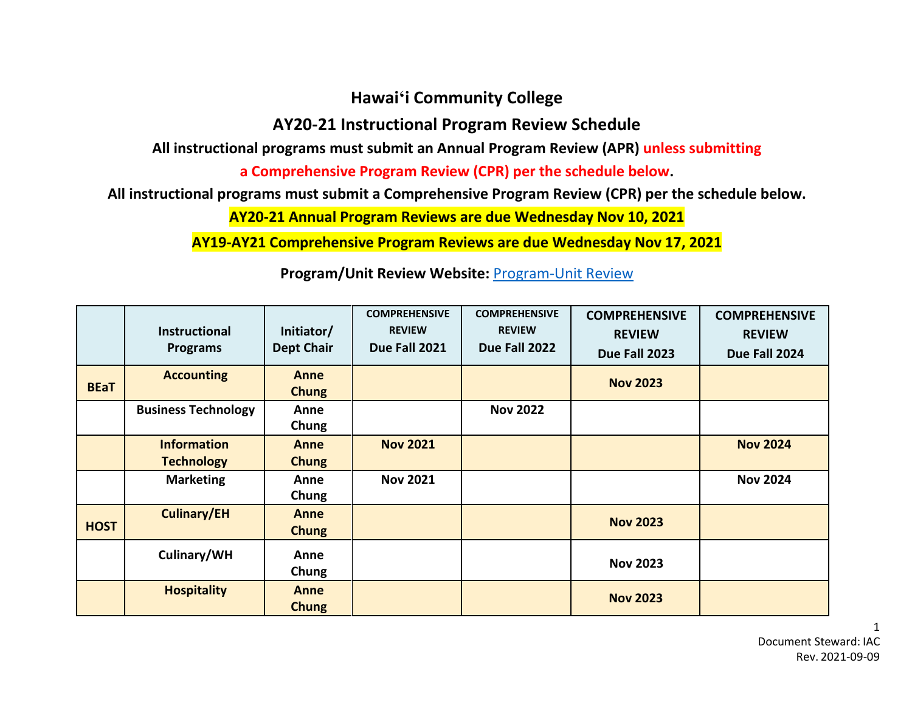# Hawaiʻi Community College

## AY20-21 Instructional Program Review Schedule

**All instructional programs must submit an Annual Program Review (APR) unless submitting a Comprehensive Program Review (CPR) per the schedule below.**

**All instructional programs must submit a Comprehensive Program Review (CPR) per the schedule below.**

**AY20-21 Annual Program Reviews are due Wednesday Nov 10, 2021**

**AY19-AY21 Comprehensive Program Reviews are due Wednesday Nov 17, 2021**

**Program/Unit Review Website:** Program-Unit Review

| | Instructional Programs | Initiator/ Dept Chair | COMPREHENSIVE REVIEW Due Fall 2021 | COMPREHENSIVE REVIEW Due Fall 2022 | COMPREHENSIVE REVIEW Due Fall 2023 | COMPREHENSIVE REVIEW Due Fall 2024 |
|---|---|---|---|---|---|---|
| **BEaT** | **Accounting** | **Anne Chung** | | | **Nov 2023** | |
| | **Business Technology** | **Anne Chung** | | **Nov 2022** | | |
| | **Information Technology** | **Anne Chung** | **Nov 2021** | | | **Nov 2024** |
| | **Marketing** | **Anne Chung** | **Nov 2021** | | | **Nov 2024** |
| **HOST** | **Culinary/EH** | **Anne Chung** | | | **Nov 2023** | |
| | **Culinary/WH** | **Anne Chung** | | | **Nov 2023** | |
| | **Hospitality** | **Anne Chung** | | | **Nov 2023** | |

Document Steward: IAC
Rev. 2021-09-09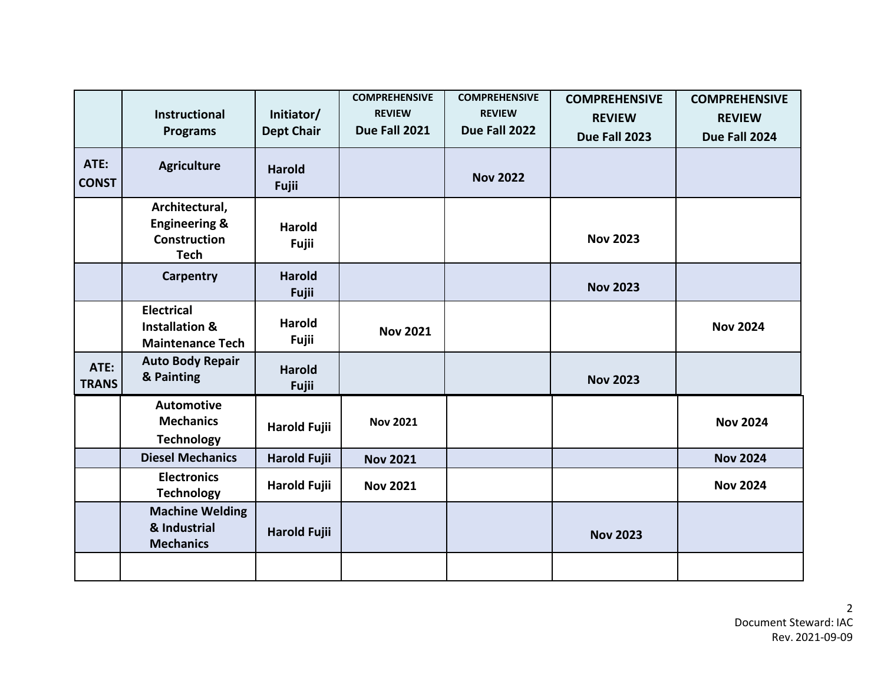| | Instructional Programs | Initiator/ Dept Chair | COMPREHENSIVE REVIEW Due Fall 2021 | COMPREHENSIVE REVIEW Due Fall 2022 | COMPREHENSIVE REVIEW Due Fall 2023 | COMPREHENSIVE REVIEW Due Fall 2024 |
|---|---|---|---|---|---|---|
| ATE: CONST | Agriculture | Harold Fujii | | Nov 2022 | | |
| | Architectural, Engineering & Construction Tech | Harold Fujii | | | Nov 2023 | |
| | Carpentry | Harold Fujii | | | Nov 2023 | |
| | Electrical Installation & Maintenance Tech | Harold Fujii | Nov 2021 | | | Nov 2024 |
| ATE: TRANS | Auto Body Repair & Painting | Harold Fujii | | | Nov 2023 | |
| | Automotive Mechanics Technology | Harold Fujii | Nov 2021 | | | Nov 2024 |
| | Diesel Mechanics | Harold Fujii | Nov 2021 | | | Nov 2024 |
| | Electronics Technology | Harold Fujii | Nov 2021 | | | Nov 2024 |
| | Machine Welding & Industrial Mechanics | Harold Fujii | | | Nov 2023 | |
| | | | | | | |

Document Steward: IAC
Rev. 2021-09-09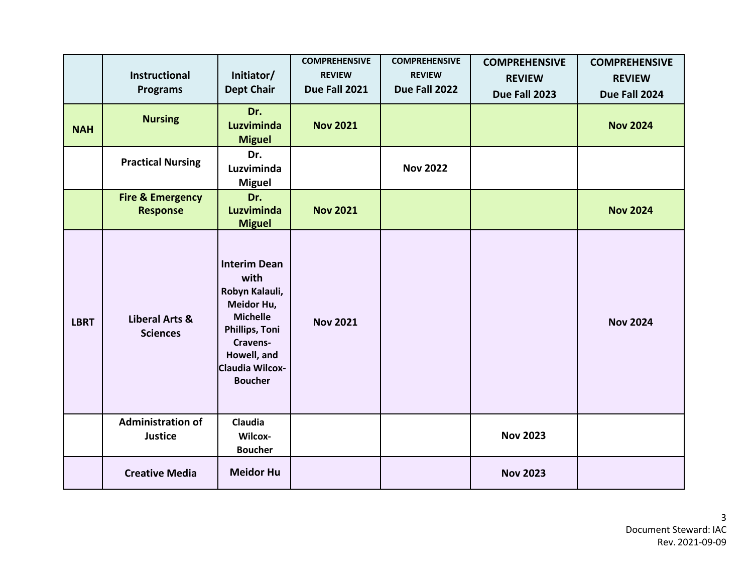| | Instructional Programs | Initiator/ Dept Chair | COMPREHENSIVE REVIEW Due Fall 2021 | COMPREHENSIVE REVIEW Due Fall 2022 | COMPREHENSIVE REVIEW Due Fall 2023 | COMPREHENSIVE REVIEW Due Fall 2024 |
|---|---|---|---|---|---|---|
| **NAH** | **Nursing** | **Dr. Luzviminda Miguel** | **Nov 2021** | | | **Nov 2024** |
| | **Practical Nursing** | **Dr. Luzviminda Miguel** | | **Nov 2022** | | |
| | **Fire & Emergency Response** | **Dr. Luzviminda Miguel** | **Nov 2021** | | | **Nov 2024** |
| **LBRT** | **Liberal Arts & Sciences** | **Interim Dean with Robyn Kalauli, Meidor Hu, Michelle Phillips, Toni Cravens-Howell, and Claudia Wilcox-Boucher** | **Nov 2021** | | | **Nov 2024** |
| | **Administration of Justice** | **Claudia Wilcox-Boucher** | | | **Nov 2023** | |
| | **Creative Media** | **Meidor Hu** | | | **Nov 2023** | |

Document Steward: IAC
Rev. 2021-09-09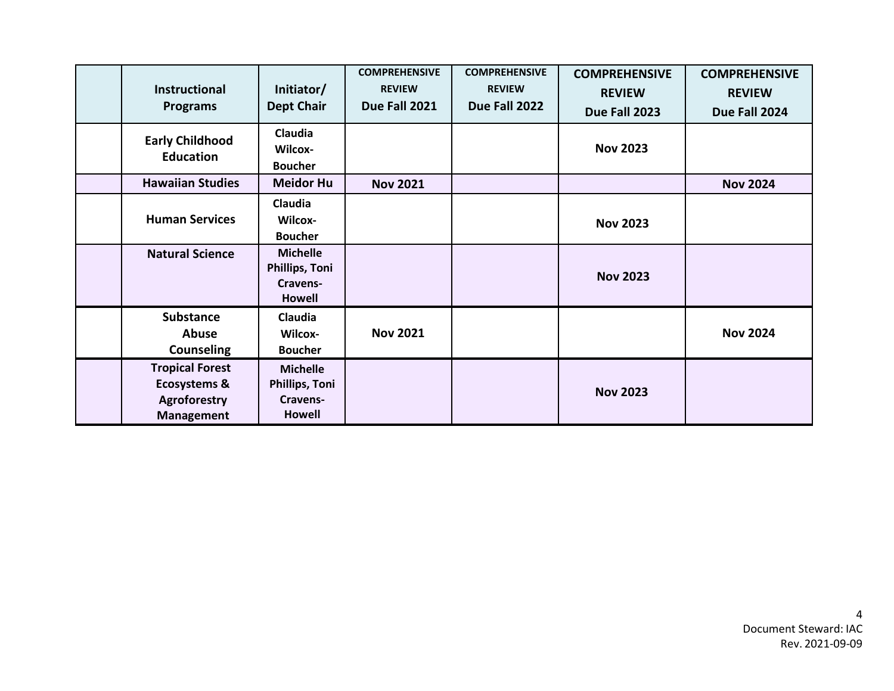| | Instructional Programs | Initiator/ Dept Chair | COMPREHENSIVE REVIEW Due Fall 2021 | COMPREHENSIVE REVIEW Due Fall 2022 | COMPREHENSIVE REVIEW Due Fall 2023 | COMPREHENSIVE REVIEW Due Fall 2024 |
|---|---|---|---|---|---|---|
| | **Early Childhood Education** | **Claudia Wilcox-Boucher** | | | **Nov 2023** | |
| | **Hawaiian Studies** | **Meidor Hu** | **Nov 2021** | | | **Nov 2024** |
| | **Human Services** | **Claudia Wilcox-Boucher** | | | **Nov 2023** | |
| | **Natural Science** | **Michelle Phillips, Toni Cravens-Howell** | | | **Nov 2023** | |
| | **Substance Abuse Counseling** | **Claudia Wilcox-Boucher** | **Nov 2021** | | | **Nov 2024** |
| | **Tropical Forest Ecosystems & Agroforestry Management** | **Michelle Phillips, Toni Cravens-Howell** | | | **Nov 2023** | |

Document Steward: IAC
Rev. 2021-09-09